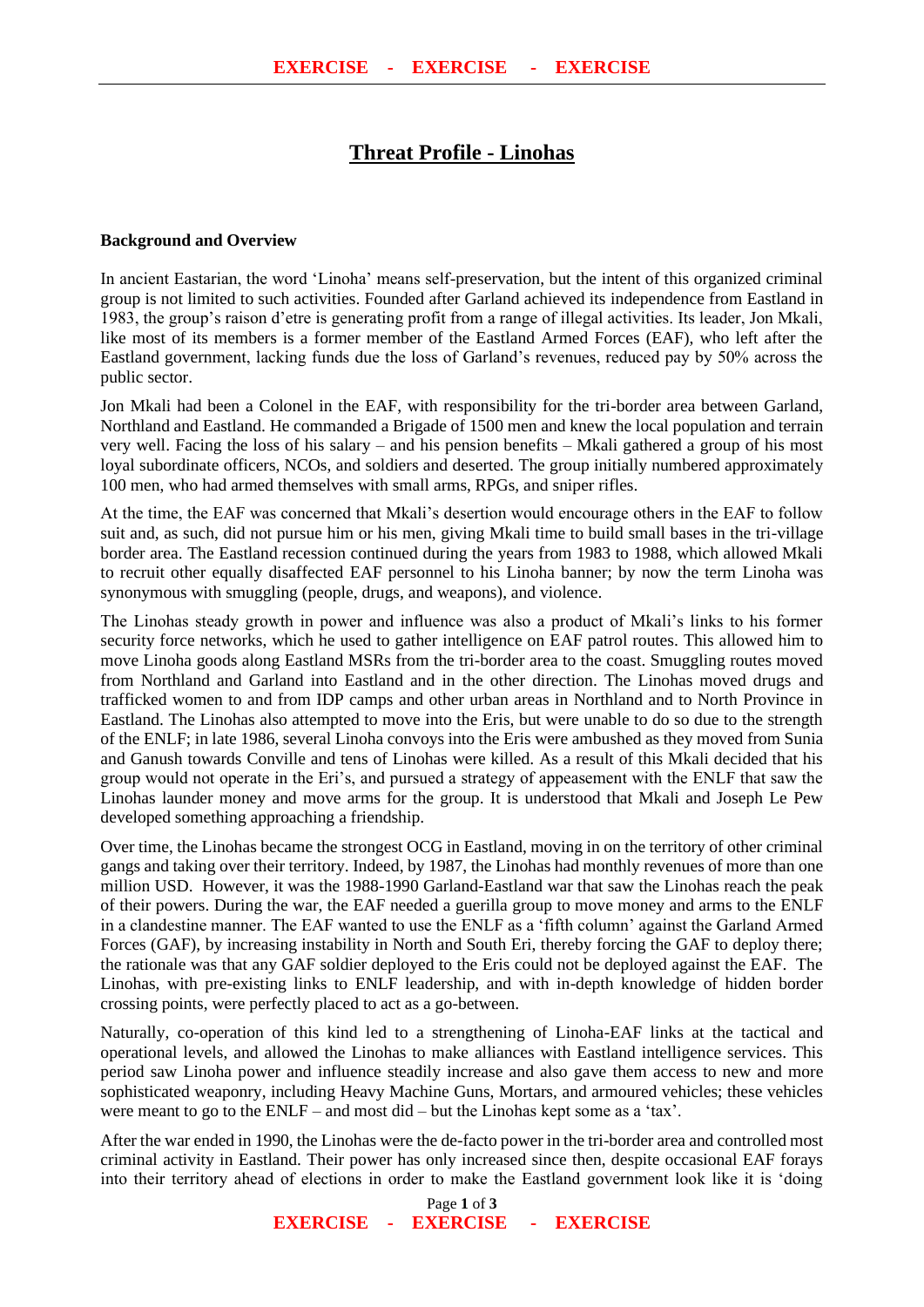# Threat Profile - Linohas

**Background and Overview**

In ancient Eastarian, the word 'Linoha' means self-preservation, but the intent of this organized criminal group is not limited to such activities. Founded after Garland achieved its independence from Eastland in 1983, the group's raison d'etre is generating profit from a range of illegal activities. Its leader, Jon Mkali, like most of its members is a former member of the Eastland Armed Forces (EAF), who left after the Eastland government, lacking funds due the loss of Garland's revenues, reduced pay by 50% across the public sector.

Jon Mkali had been a Colonel in the EAF, with responsibility for the tri-border area between Garland, Northland and Eastland. He commanded a Brigade of 1500 men and knew the local population and terrain very well. Facing the loss of his salary – and his pension benefits – Mkali gathered a group of his most loyal subordinate officers, NCOs, and soldiers and deserted. The group initially numbered approximately 100 men, who had armed themselves with small arms, RPGs, and sniper rifles.

At the time, the EAF was concerned that Mkali's desertion would encourage others in the EAF to follow suit and, as such, did not pursue him or his men, giving Mkali time to build small bases in the tri-village border area. The Eastland recession continued during the years from 1983 to 1988, which allowed Mkali to recruit other equally disaffected EAF personnel to his Linoha banner; by now the term Linoha was synonymous with smuggling (people, drugs, and weapons), and violence.

The Linohas steady growth in power and influence was also a product of Mkali's links to his former security force networks, which he used to gather intelligence on EAF patrol routes. This allowed him to move Linoha goods along Eastland MSRs from the tri-border area to the coast. Smuggling routes moved from Northland and Garland into Eastland and in the other direction. The Linohas moved drugs and trafficked women to and from IDP camps and other urban areas in Northland and to North Province in Eastland. The Linohas also attempted to move into the Eris, but were unable to do so due to the strength of the ENLF; in late 1986, several Linoha convoys into the Eris were ambushed as they moved from Sunia and Ganush towards Conville and tens of Linohas were killed. As a result of this Mkali decided that his group would not operate in the Eri's, and pursued a strategy of appeasement with the ENLF that saw the Linohas launder money and move arms for the group. It is understood that Mkali and Joseph Le Pew developed something approaching a friendship.

Over time, the Linohas became the strongest OCG in Eastland, moving in on the territory of other criminal gangs and taking over their territory. Indeed, by 1987, the Linohas had monthly revenues of more than one million USD. However, it was the 1988-1990 Garland-Eastland war that saw the Linohas reach the peak of their powers. During the war, the EAF needed a guerilla group to move money and arms to the ENLF in a clandestine manner. The EAF wanted to use the ENLF as a 'fifth column' against the Garland Armed Forces (GAF), by increasing instability in North and South Eri, thereby forcing the GAF to deploy there; the rationale was that any GAF soldier deployed to the Eris could not be deployed against the EAF. The Linohas, with pre-existing links to ENLF leadership, and with in-depth knowledge of hidden border crossing points, were perfectly placed to act as a go-between.

Naturally, co-operation of this kind led to a strengthening of Linoha-EAF links at the tactical and operational levels, and allowed the Linohas to make alliances with Eastland intelligence services. This period saw Linoha power and influence steadily increase and also gave them access to new and more sophisticated weaponry, including Heavy Machine Guns, Mortars, and armoured vehicles; these vehicles were meant to go to the ENLF – and most did – but the Linohas kept some as a 'tax'.

After the war ended in 1990, the Linohas were the de-facto power in the tri-border area and controlled most criminal activity in Eastland. Their power has only increased since then, despite occasional EAF forays into their territory ahead of elections in order to make the Eastland government look like it is 'doing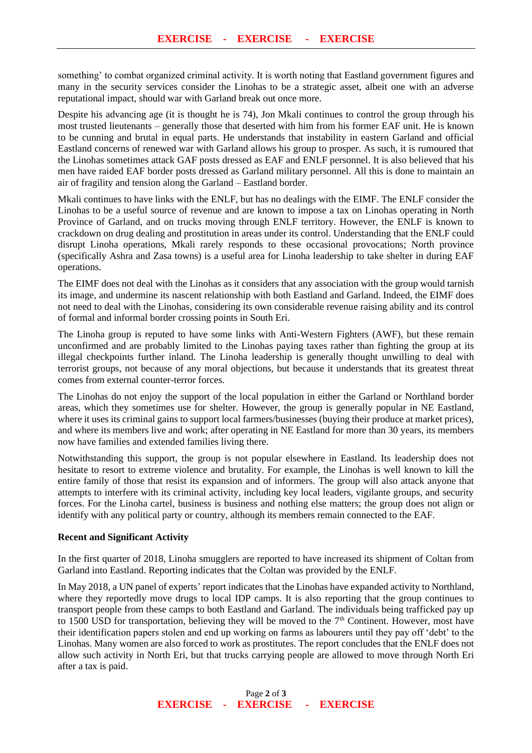something' to combat organized criminal activity. It is worth noting that Eastland government figures and many in the security services consider the Linohas to be a strategic asset, albeit one with an adverse reputational impact, should war with Garland break out once more.

Despite his advancing age (it is thought he is 74), Jon Mkali continues to control the group through his most trusted lieutenants – generally those that deserted with him from his former EAF unit. He is known to be cunning and brutal in equal parts. He understands that instability in eastern Garland and official Eastland concerns of renewed war with Garland allows his group to prosper. As such, it is rumoured that the Linohas sometimes attack GAF posts dressed as EAF and ENLF personnel. It is also believed that his men have raided EAF border posts dressed as Garland military personnel. All this is done to maintain an air of fragility and tension along the Garland – Eastland border.

Mkali continues to have links with the ENLF, but has no dealings with the EIMF. The ENLF consider the Linohas to be a useful source of revenue and are known to impose a tax on Linohas operating in North Province of Garland, and on trucks moving through ENLF territory. However, the ENLF is known to crackdown on drug dealing and prostitution in areas under its control. Understanding that the ENLF could disrupt Linoha operations, Mkali rarely responds to these occasional provocations; North province (specifically Ashra and Zasa towns) is a useful area for Linoha leadership to take shelter in during EAF operations.

The EIMF does not deal with the Linohas as it considers that any association with the group would tarnish its image, and undermine its nascent relationship with both Eastland and Garland. Indeed, the EIMF does not need to deal with the Linohas, considering its own considerable revenue raising ability and its control of formal and informal border crossing points in South Eri.

The Linoha group is reputed to have some links with Anti-Western Fighters (AWF), but these remain unconfirmed and are probably limited to the Linohas paying taxes rather than fighting the group at its illegal checkpoints further inland. The Linoha leadership is generally thought unwilling to deal with terrorist groups, not because of any moral objections, but because it understands that its greatest threat comes from external counter-terror forces.

The Linohas do not enjoy the support of the local population in either the Garland or Northland border areas, which they sometimes use for shelter. However, the group is generally popular in NE Eastland, where it uses its criminal gains to support local farmers/businesses (buying their produce at market prices), and where its members live and work; after operating in NE Eastland for more than 30 years, its members now have families and extended families living there.

Notwithstanding this support, the group is not popular elsewhere in Eastland. Its leadership does not hesitate to resort to extreme violence and brutality. For example, the Linohas is well known to kill the entire family of those that resist its expansion and of informers. The group will also attack anyone that attempts to interfere with its criminal activity, including key local leaders, vigilante groups, and security forces. For the Linoha cartel, business is business and nothing else matters; the group does not align or identify with any political party or country, although its members remain connected to the EAF.

**Recent and Significant Activity**

In the first quarter of 2018, Linoha smugglers are reported to have increased its shipment of Coltan from Garland into Eastland. Reporting indicates that the Coltan was provided by the ENLF.

In May 2018, a UN panel of experts' report indicates that the Linohas have expanded activity to Northland, where they reportedly move drugs to local IDP camps. It is also reporting that the group continues to transport people from these camps to both Eastland and Garland. The individuals being trafficked pay up to 1500 USD for transportation, believing they will be moved to the 7th Continent. However, most have their identification papers stolen and end up working on farms as labourers until they pay off 'debt' to the Linohas. Many women are also forced to work as prostitutes. The report concludes that the ENLF does not allow such activity in North Eri, but that trucks carrying people are allowed to move through North Eri after a tax is paid.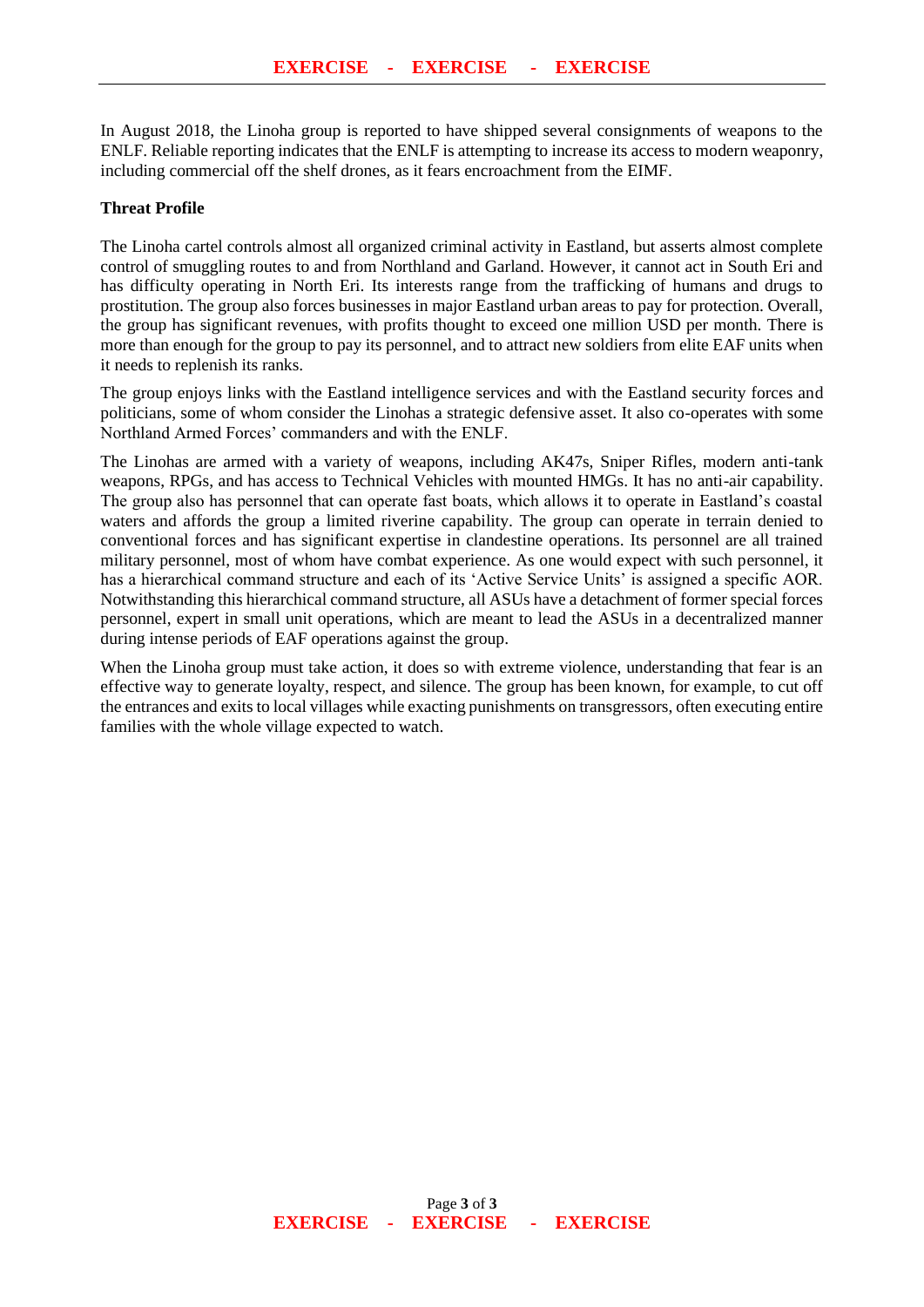In August 2018, the Linoha group is reported to have shipped several consignments of weapons to the ENLF. Reliable reporting indicates that the ENLF is attempting to increase its access to modern weaponry, including commercial off the shelf drones, as it fears encroachment from the EIMF.

**Threat Profile**

The Linoha cartel controls almost all organized criminal activity in Eastland, but asserts almost complete control of smuggling routes to and from Northland and Garland. However, it cannot act in South Eri and has difficulty operating in North Eri. Its interests range from the trafficking of humans and drugs to prostitution. The group also forces businesses in major Eastland urban areas to pay for protection. Overall, the group has significant revenues, with profits thought to exceed one million USD per month. There is more than enough for the group to pay its personnel, and to attract new soldiers from elite EAF units when it needs to replenish its ranks.

The group enjoys links with the Eastland intelligence services and with the Eastland security forces and politicians, some of whom consider the Linohas a strategic defensive asset. It also co-operates with some Northland Armed Forces' commanders and with the ENLF.

The Linohas are armed with a variety of weapons, including AK47s, Sniper Rifles, modern anti-tank weapons, RPGs, and has access to Technical Vehicles with mounted HMGs. It has no anti-air capability. The group also has personnel that can operate fast boats, which allows it to operate in Eastland's coastal waters and affords the group a limited riverine capability. The group can operate in terrain denied to conventional forces and has significant expertise in clandestine operations. Its personnel are all trained military personnel, most of whom have combat experience. As one would expect with such personnel, it has a hierarchical command structure and each of its 'Active Service Units' is assigned a specific AOR. Notwithstanding this hierarchical command structure, all ASUs have a detachment of former special forces personnel, expert in small unit operations, which are meant to lead the ASUs in a decentralized manner during intense periods of EAF operations against the group.

When the Linoha group must take action, it does so with extreme violence, understanding that fear is an effective way to generate loyalty, respect, and silence. The group has been known, for example, to cut off the entrances and exits to local villages while exacting punishments on transgressors, often executing entire families with the whole village expected to watch.